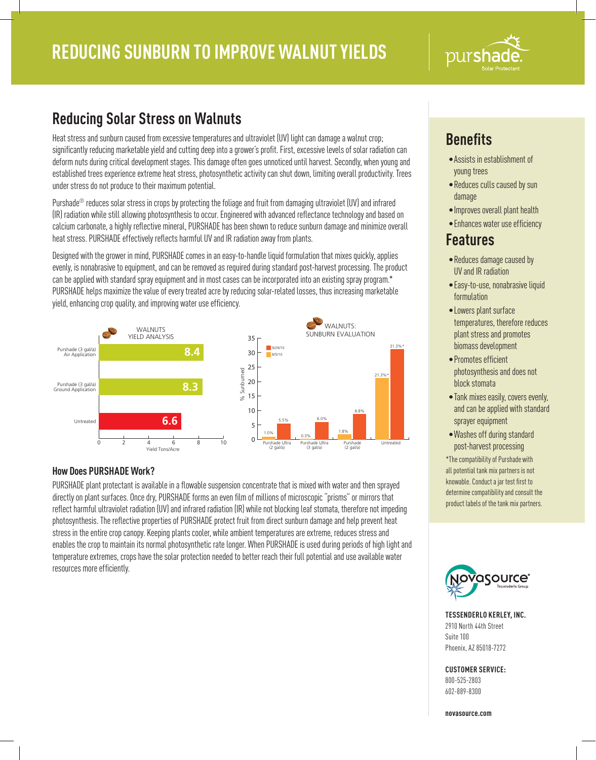# REDUCING SUNBURN TO IMPROVE WALNUT YIELDS

purshade. Solar Protectant

## Reducing Solar Stress on Walnuts

Heat stress and sunburn caused from excessive temperatures and ultraviolet (UV) light can damage a walnut crop; significantly reducing marketable yield and cutting deep into a grower's profit. First, excessive levels of solar radiation can deform nuts during critical development stages. This damage often goes unnoticed until harvest. Secondly, when young and established trees experience extreme heat stress, photosynthetic activity can shut down, limiting overall productivity. Trees under stress do not produce to their maximum potential.

Purshade® reduces solar stress in crops by protecting the foliage and fruit from damaging ultraviolet (UV) and infrared (IR) radiation while still allowing photosynthesis to occur. Engineered with advanced reflectance technology and based on calcium carbonate, a highly reflective mineral, PURSHADE has been shown to reduce sunburn damage and minimize overall heat stress. PURSHADE effectively reflects harmful UV and IR radiation away from plants.

Designed with the grower in mind, PURSHADE comes in an easy-to-handle liquid formulation that mixes quickly, applies evenly, is nonabrasive to equipment, and can be removed as required during standard post-harvest processing. The product can be applied with standard spray equipment and in most cases can be incorporated into an existing spray program.* PURSHADE helps maximize the value of every treated acre by reducing solar-related losses, thus increasing marketable yield, enhancing crop quality, and improving water use efficiency.

**WALNUTS YIELD ANALYSIS**

| Treatment | Yield Tons/Acre |
|---|---|
| Purshade (3 gal/a) Air Application | 8.4 |
| Purshade (3 gal/a) Ground Application | 8.3 |
| Untreated | 6.6 |

**WALNUTS: SUNBURN EVALUATION**

| Treatment | 8/5/10 (% Sunburned) | 9/29/10 (% Sunburned) |
|---|---|---|
| Purshade Ultra (2 gal/a) | 1.0% | 5.5% |
| Purshade Ultra (3 gal/a) | 0.3% | 6.0% |
| Purshade (2 gal/a) | 1.8% | 8.8% |
| Untreated | 21.3%* | 31.3%* |

### How Does PURSHADE Work?

PURSHADE plant protectant is available in a flowable suspension concentrate that is mixed with water and then sprayed directly on plant surfaces. Once dry, PURSHADE forms an even film of millions of microscopic "prisms" or mirrors that reflect harmful ultraviolet radiation (UV) and infrared radiation (IR) while not blocking leaf stomata, therefore not impeding photosynthesis. The reflective properties of PURSHADE protect fruit from direct sunburn damage and help prevent heat stress in the entire crop canopy. Keeping plants cooler, while ambient temperatures are extreme, reduces stress and enables the crop to maintain its normal photosynthetic rate longer. When PURSHADE is used during periods of high light and temperature extremes, crops have the solar protection needed to better reach their full potential and use available water resources more efficiently.

## Benefits

- Assists in establishment of young trees
- Reduces culls caused by sun damage
- Improves overall plant health
- Enhances water use efficiency

## Features

- Reduces damage caused by UV and IR radiation
- Easy-to-use, nonabrasive liquid formulation
- Lowers plant surface temperatures, therefore reduces plant stress and promotes biomass development
- Promotes efficient photosynthesis and does not block stomata
- Tank mixes easily, covers evenly, and can be applied with standard sprayer equipment
- Washes off during standard post-harvest processing

*The compatibility of Purshade with all potential tank mix partners is not knowable. Conduct a jar test first to determine compatibility and consult the product labels of the tank mix partners.

Novasource® Tessenderlo Group

**TESSENDERLO KERLEY, INC.**
2910 North 44th Street
Suite 100
Phoenix, AZ 85018-7272

**CUSTOMER SERVICE:**
800-525-2803
602-889-8300

**novasource.com**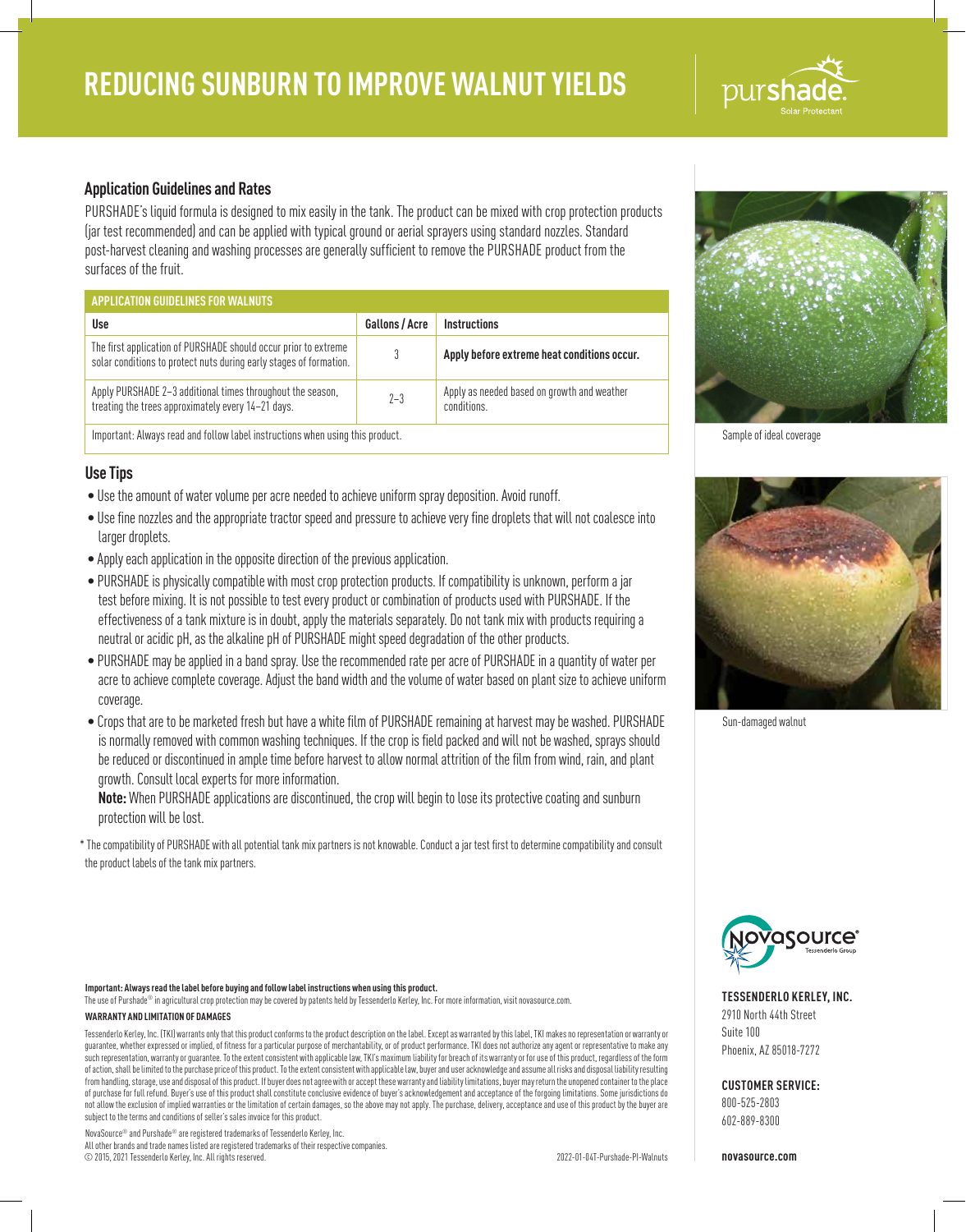# REDUCING SUNBURN TO IMPROVE WALNUT YIELDS

purshade. Solar Protectant

## Application Guidelines and Rates

PURSHADE's liquid formula is designed to mix easily in the tank. The product can be mixed with crop protection products (jar test recommended) and can be applied with typical ground or aerial sprayers using standard nozzles. Standard post-harvest cleaning and washing processes are generally sufficient to remove the PURSHADE product from the surfaces of the fruit.

**APPLICATION GUIDELINES FOR WALNUTS**

| Use | Gallons / Acre | Instructions |
|---|---|---|
| The first application of PURSHADE should occur prior to extreme solar conditions to protect nuts during early stages of formation. | 3 | **Apply before extreme heat conditions occur.** |
| Apply PURSHADE 2–3 additional times throughout the season, treating the trees approximately every 14–21 days. | 2–3 | Apply as needed based on growth and weather conditions. |
| Important: Always read and follow label instructions when using this product. | | |

## Use Tips

- Use the amount of water volume per acre needed to achieve uniform spray deposition. Avoid runoff.
- Use fine nozzles and the appropriate tractor speed and pressure to achieve very fine droplets that will not coalesce into larger droplets.
- Apply each application in the opposite direction of the previous application.
- PURSHADE is physically compatible with most crop protection products. If compatibility is unknown, perform a jar test before mixing. It is not possible to test every product or combination of products used with PURSHADE. If the effectiveness of a tank mixture is in doubt, apply the materials separately. Do not tank mix with products requiring a neutral or acidic pH, as the alkaline pH of PURSHADE might speed degradation of the other products.
- PURSHADE may be applied in a band spray. Use the recommended rate per acre of PURSHADE in a quantity of water per acre to achieve complete coverage. Adjust the band width and the volume of water based on plant size to achieve uniform coverage.
- Crops that are to be marketed fresh but have a white film of PURSHADE remaining at harvest may be washed. PURSHADE is normally removed with common washing techniques. If the crop is field packed and will not be washed, sprays should be reduced or discontinued in ample time before harvest to allow normal attrition of the film from wind, rain, and plant growth. Consult local experts for more information.

  **Note:** When PURSHADE applications are discontinued, the crop will begin to lose its protective coating and sunburn protection will be lost.

* The compatibility of PURSHADE with all potential tank mix partners is not knowable. Conduct a jar test first to determine compatibility and consult the product labels of the tank mix partners.

Sample of ideal coverage

Sun-damaged walnut

**Important: Always read the label before buying and follow label instructions when using this product.**

The use of Purshade® in agricultural crop protection may be covered by patents held by Tessenderlo Kerley, Inc. For more information, visit novasource.com.

**WARRANTY AND LIMITATION OF DAMAGES**

Tessenderlo Kerley, Inc. (TKI) warrants only that this product conforms to the product description on the label. Except as warranted by this label, TKI makes no representation or warranty or guarantee, whether expressed or implied, of fitness for a particular purpose of merchantability, or of product performance. TKI does not authorize any agent or representative to make any such representation, warranty or guarantee. To the extent consistent with applicable law, TKI's maximum liability for breach of its warranty or for use of this product, regardless of the form of action, shall be limited to the purchase price of this product. To the extent consistent with applicable law, buyer and user acknowledge and assume all risks and disposal liability resulting from handling, storage, use and disposal of this product. If buyer does not agree with or accept these warranty and liability limitations, buyer may return the unopened container to the place of purchase for full refund. Buyer's use of this product shall constitute conclusive evidence of buyer's acknowledgement and acceptance of the forgoing limitations. Some jurisdictions do not allow the exclusion of implied warranties or the limitation of certain damages, so the above may not apply. The purchase, delivery, acceptance and use of this product by the buyer are subject to the terms and conditions of seller's sales invoice for this product.

NovaSource® and Purshade® are registered trademarks of Tessenderlo Kerley, Inc.
All other brands and trade names listed are registered trademarks of their respective companies.
© 2015, 2021 Tessenderlo Kerley, Inc. All rights reserved.

2022-01-04T-Purshade-PI-Walnuts

NovaSource® Tessenderlo Group

**TESSENDERLO KERLEY, INC.**
2910 North 44th Street
Suite 100
Phoenix, AZ 85018-7272

**CUSTOMER SERVICE:**
800-525-2803
602-889-8300

**novasource.com**